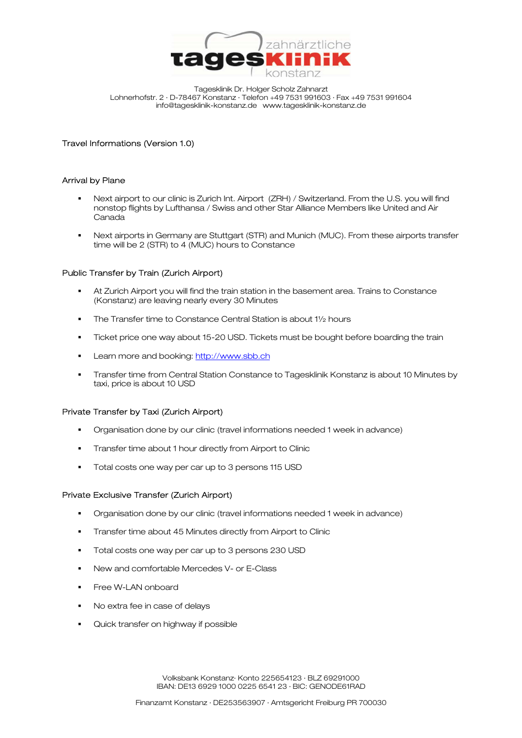zahnärztliche **tagesklinik** konstanz

Tagesklinik Dr. Holger Scholz Zahnarzt
Lohnerhofstr. 2 · D-78467 Konstanz · Telefon +49 7531 991603 · Fax +49 7531 991604
info@tagesklinik-konstanz.de www.tagesklinik-konstanz.de

# Travel Informations (Version 1.0)

## Arrival by Plane

- Next airport to our clinic is Zurich Int. Airport (ZRH) / Switzerland. From the U.S. you will find nonstop flights by Lufthansa / Swiss and other Star Alliance Members like United and Air Canada
- Next airports in Germany are Stuttgart (STR) and Munich (MUC). From these airports transfer time will be 2 (STR) to 4 (MUC) hours to Constance

## Public Transfer by Train (Zurich Airport)

- At Zurich Airport you will find the train station in the basement area. Trains to Constance (Konstanz) are leaving nearly every 30 Minutes
- The Transfer time to Constance Central Station is about 1½ hours
- Ticket price one way about 15-20 USD. Tickets must be bought before boarding the train
- Learn more and booking: [http://www.sbb.ch](http://www.sbb.ch)
- Transfer time from Central Station Constance to Tagesklinik Konstanz is about 10 Minutes by taxi, price is about 10 USD

## Private Transfer by Taxi (Zurich Airport)

- Organisation done by our clinic (travel informations needed 1 week in advance)
- Transfer time about 1 hour directly from Airport to Clinic
- Total costs one way per car up to 3 persons 115 USD

## Private Exclusive Transfer (Zurich Airport)

- Organisation done by our clinic (travel informations needed 1 week in advance)
- Transfer time about 45 Minutes directly from Airport to Clinic
- Total costs one way per car up to 3 persons 230 USD
- New and comfortable Mercedes V- or E-Class
- Free W-LAN onboard
- No extra fee in case of delays
- Quick transfer on highway if possible

Volksbank Konstanz· Konto 225654123 · BLZ 69291000
IBAN: DE13 6929 1000 0225 6541 23 · BIC: GENODE61RAD

Finanzamt Konstanz · DE253563907 · Amtsgericht Freiburg PR 700030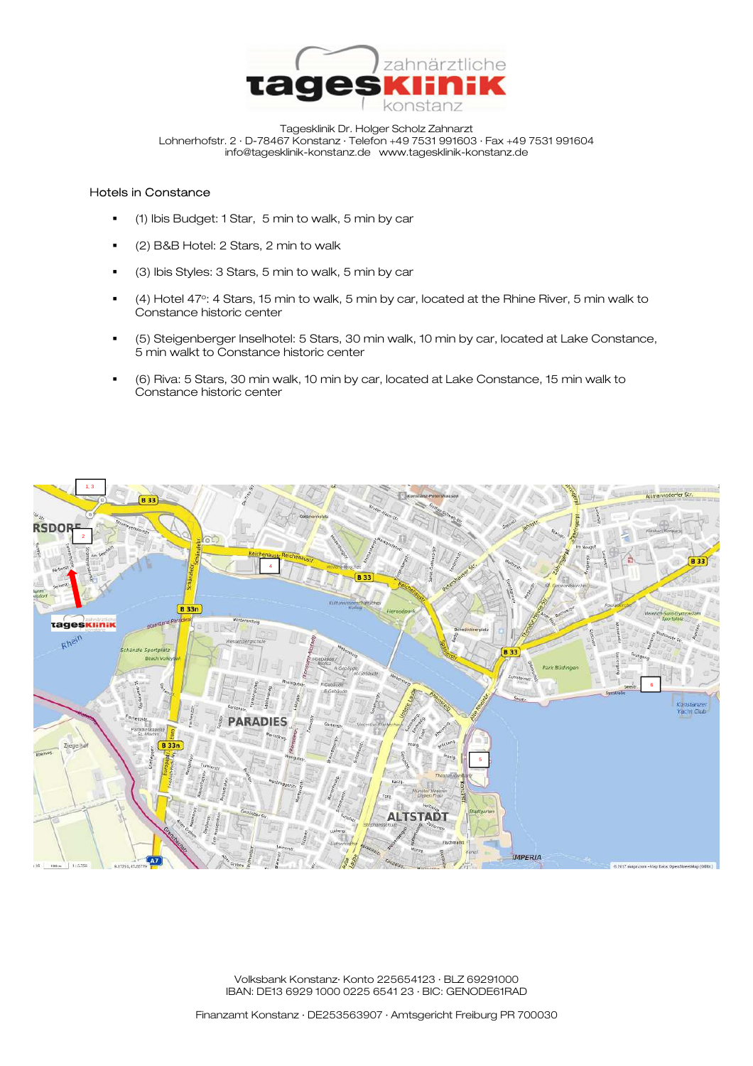tagesklinik zahnärztliche konstanz

Tagesklinik Dr. Holger Scholz Zahnarzt
Lohnerhofstr. 2 · D-78467 Konstanz · Telefon +49 7531 991603 · Fax +49 7531 991604
info@tagesklinik-konstanz.de   www.tagesklinik-konstanz.de

Hotels in Constance

- (1) Ibis Budget: 1 Star, 5 min to walk, 5 min by car
- (2) B&B Hotel: 2 Stars, 2 min to walk
- (3) Ibis Styles: 3 Stars, 5 min to walk, 5 min by car
- (4) Hotel 47°: 4 Stars, 15 min to walk, 5 min by car, located at the Rhine River, 5 min walk to Constance historic center
- (5) Steigenberger Inselhotel: 5 Stars, 30 min walk, 10 min by car, located at Lake Constance, 5 min walkt to Constance historic center
- (6) Riva: 5 Stars, 30 min walk, 10 min by car, located at Lake Constance, 15 min walk to Constance historic center

Volksbank Konstanz· Konto 225654123 · BLZ 69291000
IBAN: DE13 6929 1000 0225 6541 23 · BIC: GENODE61RAD

Finanzamt Konstanz · DE253563907 · Amtsgericht Freiburg PR 700030